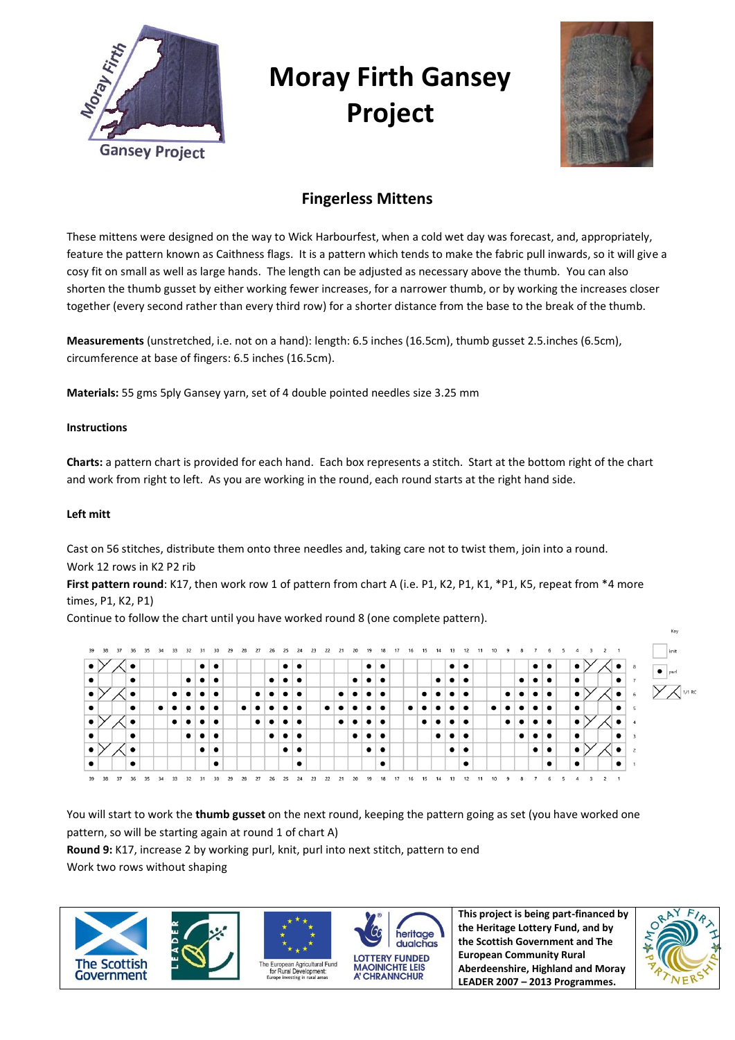# Moray Firth Gansey Project

## Fingerless Mittens

These mittens were designed on the way to Wick Harbourfest, when a cold wet day was forecast, and, appropriately, feature the pattern known as Caithness flags. It is a pattern which tends to make the fabric pull inwards, so it will give a cosy fit on small as well as large hands. The length can be adjusted as necessary above the thumb. You can also shorten the thumb gusset by either working fewer increases, for a narrower thumb, or by working the increases closer together (every second rather than every third row) for a shorter distance from the base to the break of the thumb.

**Measurements** (unstretched, i.e. not on a hand): length: 6.5 inches (16.5cm), thumb gusset 2.5.inches (6.5cm), circumference at base of fingers: 6.5 inches (16.5cm).

**Materials:** 55 gms 5ply Gansey yarn, set of 4 double pointed needles size 3.25 mm

**Instructions**

**Charts:** a pattern chart is provided for each hand. Each box represents a stitch. Start at the bottom right of the chart and work from right to left. As you are working in the round, each round starts at the right hand side.

**Left mitt**

Cast on 56 stitches, distribute them onto three needles and, taking care not to twist them, join into a round.
Work 12 rows in K2 P2 rib
**First pattern round**: K17, then work row 1 of pattern from chart A (i.e. P1, K2, P1, K1, *P1, K5, repeat from *4 more times, P1, K2, P1)
Continue to follow the chart until you have worked round 8 (one complete pattern).

| 39 | 38 | 37 | 36 | 35 | 34 | 33 | 32 | 31 | 30 | 29 | 28 | 27 | 26 | 25 | 24 | 23 | 22 | 21 | 20 | 19 | 18 | 17 | 16 | 15 | 14 | 13 | 12 | 11 | 10 | 9 | 8 | 7 | 6 | 5 | 4 | 3 | 2 | 1 | |
|---|---|---|---|---|---|---|---|---|---|---|---|---|---|---|---|---|---|---|---|---|---|---|---|---|---|---|---|---|---|---|---|---|---|---|---|---|---|---|---|
| ● | RC | RC | ● | | | | | ● | ● | | | | | ● | ● | | | | | ● | ● | | | | | ● | ● | | | | | ● | ● | | ● | RC | RC | ● | 8 |
| ● | | | ● | | | | ● | ● | ● | | | | ● | ● | ● | | | | ● | ● | ● | | | | ● | ● | ● | | | | ● | ● | ● | | ● | | | ● | 7 |
| ● | RC | RC | ● | | | ● | ● | ● | ● | | | ● | ● | ● | ● | | | ● | ● | ● | ● | | | ● | ● | ● | ● | | | ● | ● | ● | ● | | ● | RC | RC | ● | 6 |
| ● | | | ● | | ● | ● | ● | ● | ● | | ● | ● | ● | ● | ● | | ● | ● | ● | ● | ● | | ● | ● | ● | ● | ● | | ● | ● | ● | ● | ● | | ● | | | ● | 5 |
| ● | RC | RC | ● | | | ● | ● | ● | ● | | | ● | ● | ● | ● | | | ● | ● | ● | ● | | | ● | ● | ● | ● | | | ● | ● | ● | ● | | ● | RC | RC | ● | 4 |
| ● | | | ● | | | | ● | ● | ● | | | | ● | ● | ● | | | | ● | ● | ● | | | | ● | ● | ● | | | | ● | ● | ● | | ● | | | ● | 3 |
| ● | RC | RC | ● | | | | | ● | ● | | | | | ● | ● | | | | | ● | ● | | | | | ● | ● | | | | | ● | ● | | ● | RC | RC | ● | 2 |
| ● | | | ● | | | | | | ● | | | | | | ● | | | | | | ● | | | | | | ● | | | | | | ● | | ● | | | ● | 1 |

Key:
- (blank) knit
- ● purl
- RC RC (two cells) 1/1 RC

You will start to work the **thumb gusset** on the next round, keeping the pattern going as set (you have worked one pattern, so will be starting again at round 1 of chart A)
**Round 9:** K17, increase 2 by working purl, knit, purl into next stitch, pattern to end
Work two rows without shaping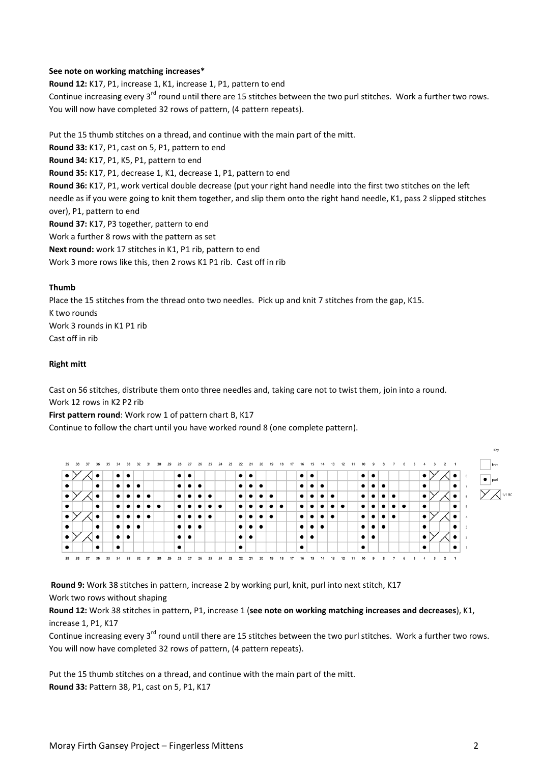**See note on working matching increases***

**Round 12:** K17, P1, increase 1, K1, increase 1, P1, pattern to end

Continue increasing every 3rd round until there are 15 stitches between the two purl stitches. Work a further two rows. You will now have completed 32 rows of pattern, (4 pattern repeats).

Put the 15 thumb stitches on a thread, and continue with the main part of the mitt.

**Round 33:** K17, P1, cast on 5, P1, pattern to end

**Round 34:** K17, P1, K5, P1, pattern to end

**Round 35:** K17, P1, decrease 1, K1, decrease 1, P1, pattern to end

**Round 36:** K17, P1, work vertical double decrease (put your right hand needle into the first two stitches on the left needle as if you were going to knit them together, and slip them onto the right hand needle, K1, pass 2 slipped stitches over), P1, pattern to end

**Round 37:** K17, P3 together, pattern to end

Work a further 8 rows with the pattern as set

**Next round:** work 17 stitches in K1, P1 rib, pattern to end

Work 3 more rows like this, then 2 rows K1 P1 rib. Cast off in rib

**Thumb**

Place the 15 stitches from the thread onto two needles. Pick up and knit 7 stitches from the gap, K15.

K two rounds

Work 3 rounds in K1 P1 rib

Cast off in rib

**Right mitt**

Cast on 56 stitches, distribute them onto three needles and, taking care not to twist them, join into a round.

Work 12 rows in K2 P2 rib

**First pattern round**: Work row 1 of pattern chart B, K17

Continue to follow the chart until you have worked round 8 (one complete pattern).

| 39 | 38 | 37 | 36 | 35 | 34 | 33 | 32 | 31 | 30 | 29 | 28 | 27 | 26 | 25 | 24 | 23 | 22 | 21 | 20 | 19 | 18 | 17 | 16 | 15 | 14 | 13 | 12 | 11 | 10 | 9 | 8 | 7 | 6 | 5 | 4 | 3 | 2 | 1 | |
|---|---|---|---|---|---|---|---|---|---|---|---|---|---|---|---|---|---|---|---|---|---|---|---|---|---|---|---|---|---|---|---|---|---|---|---|---|---|---|---|
| ● | RC | RC | ● | | ● | ● | | | | | ● | ● | | | | | ● | ● | | | | | ● | ● | | | | | ● | ● | | | | | ● | RC | RC | ● | 8 |
| ● | | | ● | | ● | ● | ● | | | | ● | ● | ● | | | | ● | ● | ● | | | | ● | ● | ● | | | | ● | ● | ● | | | | ● | | | ● | 7 |
| ● | RC | RC | ● | | ● | ● | ● | ● | | | ● | ● | ● | ● | | | ● | ● | ● | ● | | | ● | ● | ● | ● | | | ● | ● | ● | ● | | | ● | RC | RC | ● | 6 |
| ● | | | ● | | ● | ● | ● | ● | ● | | ● | ● | ● | ● | ● | | ● | ● | ● | ● | ● | | ● | ● | ● | ● | ● | | ● | ● | ● | ● | ● | | ● | | | ● | 5 |
| ● | RC | RC | ● | | ● | ● | ● | ● | | | ● | ● | ● | ● | | | ● | ● | ● | ● | | | ● | ● | ● | ● | | | ● | ● | ● | ● | | | ● | RC | RC | ● | 4 |
| ● | | | ● | | ● | ● | ● | | | | ● | ● | ● | | | | ● | ● | ● | | | | ● | ● | ● | | | | ● | ● | ● | | | | ● | | | ● | 3 |
| ● | RC | RC | ● | | ● | ● | | | | | ● | ● | | | | | ● | ● | | | | | ● | ● | | | | | ● | ● | | | | | ● | RC | RC | ● | 2 |
| ● | | | ● | | ● | | | | | | ● | | | | | | ● | | | | | | ● | | | | | | ● | | | | | | ● | | | ● | 1 |
| 39 | 38 | 37 | 36 | 35 | 34 | 33 | 32 | 31 | 30 | 29 | 28 | 27 | 26 | 25 | 24 | 23 | 22 | 21 | 20 | 19 | 18 | 17 | 16 | 15 | 14 | 13 | 12 | 11 | 10 | 9 | 8 | 7 | 6 | 5 | 4 | 3 | 2 | 1 | |

Key: (blank) knit; ● purl; RC RC 1/1 RC

**Round 9:** Work 38 stitches in pattern, increase 2 by working purl, knit, purl into next stitch, K17

Work two rows without shaping

**Round 12:** Work 38 stitches in pattern, P1, increase 1 (**see note on working matching increases and decreases**), K1, increase 1, P1, K17

Continue increasing every 3rd round until there are 15 stitches between the two purl stitches. Work a further two rows. You will now have completed 32 rows of pattern, (4 pattern repeats).

Put the 15 thumb stitches on a thread, and continue with the main part of the mitt.

**Round 33:** Pattern 38, P1, cast on 5, P1, K17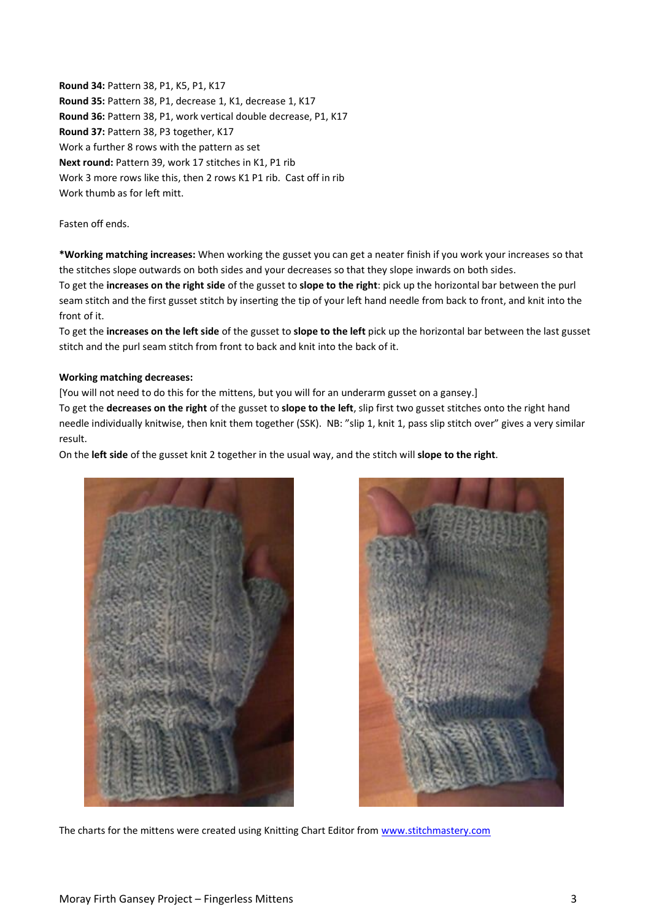**Round 34:** Pattern 38, P1, K5, P1, K17
**Round 35:** Pattern 38, P1, decrease 1, K1, decrease 1, K17
**Round 36:** Pattern 38, P1, work vertical double decrease, P1, K17
**Round 37:** Pattern 38, P3 together, K17
Work a further 8 rows with the pattern as set
**Next round:** Pattern 39, work 17 stitches in K1, P1 rib
Work 3 more rows like this, then 2 rows K1 P1 rib. Cast off in rib
Work thumb as for left mitt.

Fasten off ends.

***Working matching increases:** When working the gusset you can get a neater finish if you work your increases so that the stitches slope outwards on both sides and your decreases so that they slope inwards on both sides.
To get the **increases on the right side** of the gusset to **slope to the right**: pick up the horizontal bar between the purl seam stitch and the first gusset stitch by inserting the tip of your left hand needle from back to front, and knit into the front of it.
To get the **increases on the left side** of the gusset to **slope to the left** pick up the horizontal bar between the last gusset stitch and the purl seam stitch from front to back and knit into the back of it.

**Working matching decreases:**
[You will not need to do this for the mittens, but you will for an underarm gusset on a gansey.]
To get the **decreases on the right** of the gusset to **slope to the left**, slip first two gusset stitches onto the right hand needle individually knitwise, then knit them together (SSK). NB: "slip 1, knit 1, pass slip stitch over" gives a very similar result.
On the **left side** of the gusset knit 2 together in the usual way, and the stitch will **slope to the right**.

The charts for the mittens were created using Knitting Chart Editor from www.stitchmastery.com